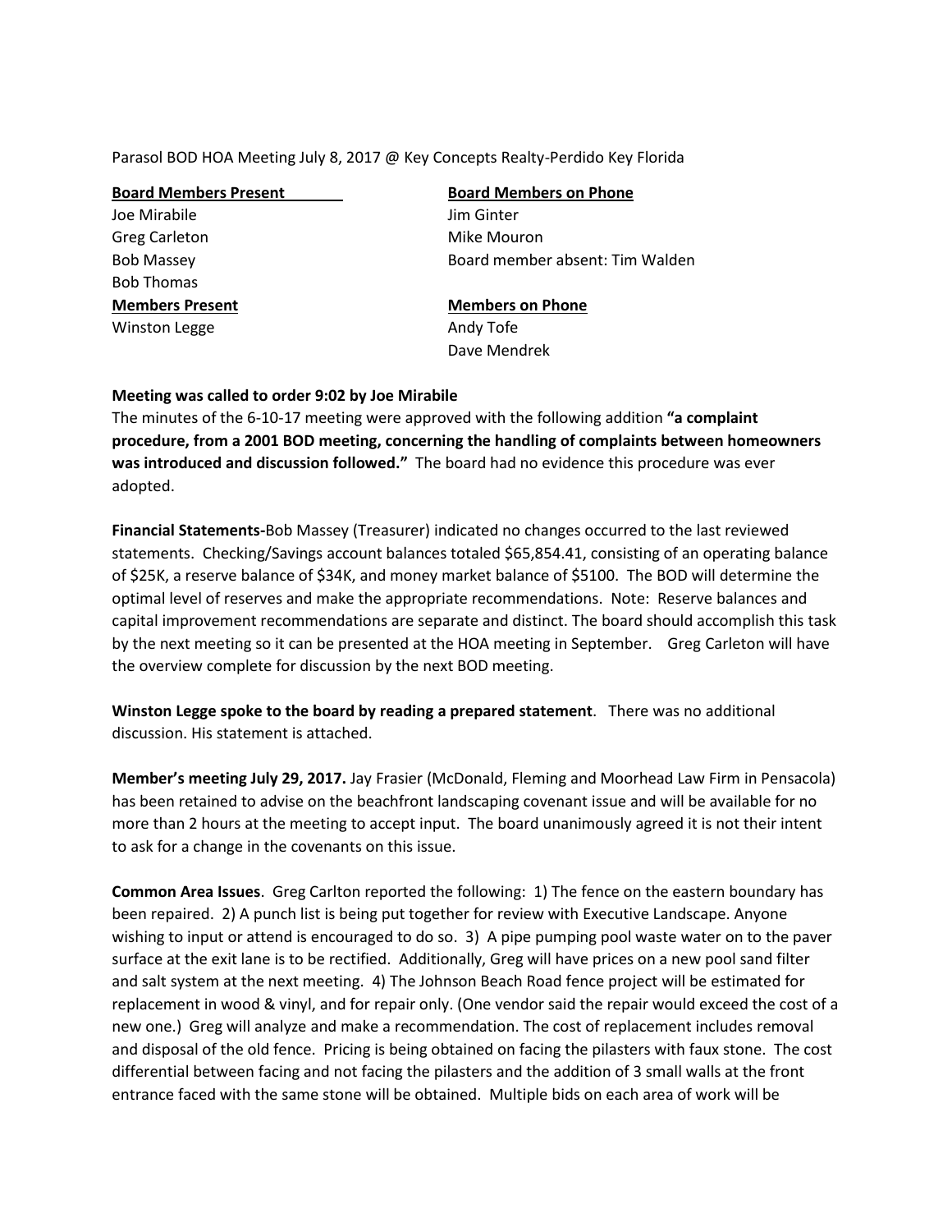Parasol BOD HOA Meeting July 8, 2017 @ Key Concepts Realty-Perdido Key Florida

| **Board Members Present** | **Board Members on Phone** |
|---|---|
| Joe Mirabile | Jim Ginter |
| Greg Carleton | Mike Mouron |
| Bob Massey | Board member absent: Tim Walden |
| Bob Thomas | |
| **Members Present** | **Members on Phone** |
| Winston Legge | Andy Tofe |
| | Dave Mendrek |

**Meeting was called to order 9:02 by Joe Mirabile**

The minutes of the 6-10-17 meeting were approved with the following addition **"a complaint procedure, from a 2001 BOD meeting, concerning the handling of complaints between homeowners was introduced and discussion followed."** The board had no evidence this procedure was ever adopted.

**Financial Statements-**Bob Massey (Treasurer) indicated no changes occurred to the last reviewed statements. Checking/Savings account balances totaled $65,854.41, consisting of an operating balance of $25K, a reserve balance of $34K, and money market balance of $5100. The BOD will determine the optimal level of reserves and make the appropriate recommendations. Note: Reserve balances and capital improvement recommendations are separate and distinct. The board should accomplish this task by the next meeting so it can be presented at the HOA meeting in September. Greg Carleton will have the overview complete for discussion by the next BOD meeting.

**Winston Legge spoke to the board by reading a prepared statement**. There was no additional discussion. His statement is attached.

**Member's meeting July 29, 2017.** Jay Frasier (McDonald, Fleming and Moorhead Law Firm in Pensacola) has been retained to advise on the beachfront landscaping covenant issue and will be available for no more than 2 hours at the meeting to accept input. The board unanimously agreed it is not their intent to ask for a change in the covenants on this issue.

**Common Area Issues**. Greg Carlton reported the following: 1) The fence on the eastern boundary has been repaired. 2) A punch list is being put together for review with Executive Landscape. Anyone wishing to input or attend is encouraged to do so. 3) A pipe pumping pool waste water on to the paver surface at the exit lane is to be rectified. Additionally, Greg will have prices on a new pool sand filter and salt system at the next meeting. 4) The Johnson Beach Road fence project will be estimated for replacement in wood & vinyl, and for repair only. (One vendor said the repair would exceed the cost of a new one.) Greg will analyze and make a recommendation. The cost of replacement includes removal and disposal of the old fence. Pricing is being obtained on facing the pilasters with faux stone. The cost differential between facing and not facing the pilasters and the addition of 3 small walls at the front entrance faced with the same stone will be obtained. Multiple bids on each area of work will be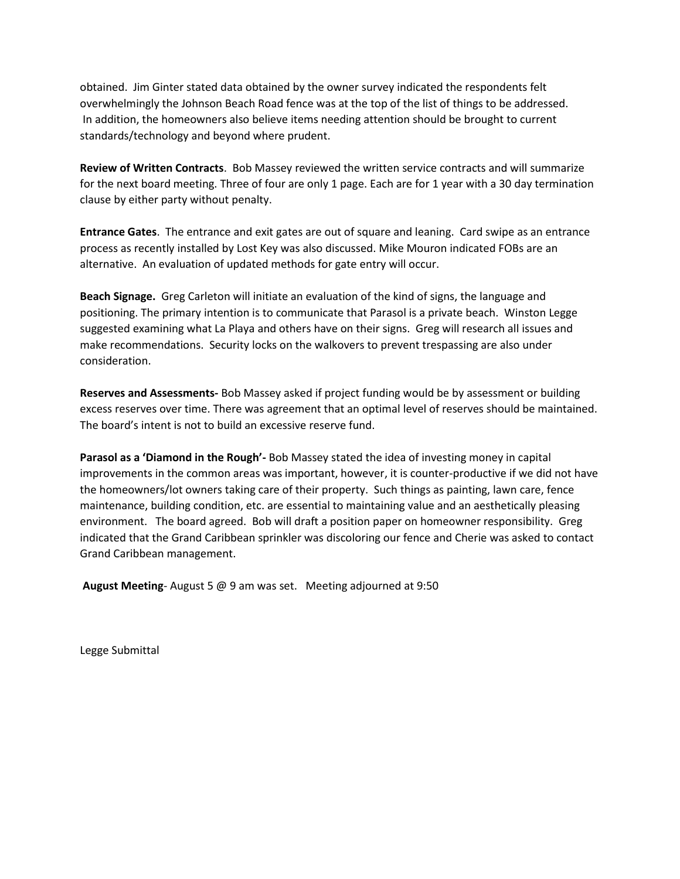obtained. Jim Ginter stated data obtained by the owner survey indicated the respondents felt overwhelmingly the Johnson Beach Road fence was at the top of the list of things to be addressed. In addition, the homeowners also believe items needing attention should be brought to current standards/technology and beyond where prudent.

**Review of Written Contracts**. Bob Massey reviewed the written service contracts and will summarize for the next board meeting. Three of four are only 1 page. Each are for 1 year with a 30 day termination clause by either party without penalty.

**Entrance Gates**. The entrance and exit gates are out of square and leaning. Card swipe as an entrance process as recently installed by Lost Key was also discussed. Mike Mouron indicated FOBs are an alternative. An evaluation of updated methods for gate entry will occur.

**Beach Signage.** Greg Carleton will initiate an evaluation of the kind of signs, the language and positioning. The primary intention is to communicate that Parasol is a private beach. Winston Legge suggested examining what La Playa and others have on their signs. Greg will research all issues and make recommendations. Security locks on the walkovers to prevent trespassing are also under consideration.

**Reserves and Assessments-** Bob Massey asked if project funding would be by assessment or building excess reserves over time. There was agreement that an optimal level of reserves should be maintained. The board's intent is not to build an excessive reserve fund.

**Parasol as a 'Diamond in the Rough'-** Bob Massey stated the idea of investing money in capital improvements in the common areas was important, however, it is counter-productive if we did not have the homeowners/lot owners taking care of their property. Such things as painting, lawn care, fence maintenance, building condition, etc. are essential to maintaining value and an aesthetically pleasing environment. The board agreed. Bob will draft a position paper on homeowner responsibility. Greg indicated that the Grand Caribbean sprinkler was discoloring our fence and Cherie was asked to contact Grand Caribbean management.

**August Meeting**- August 5 @ 9 am was set. Meeting adjourned at 9:50

Legge Submittal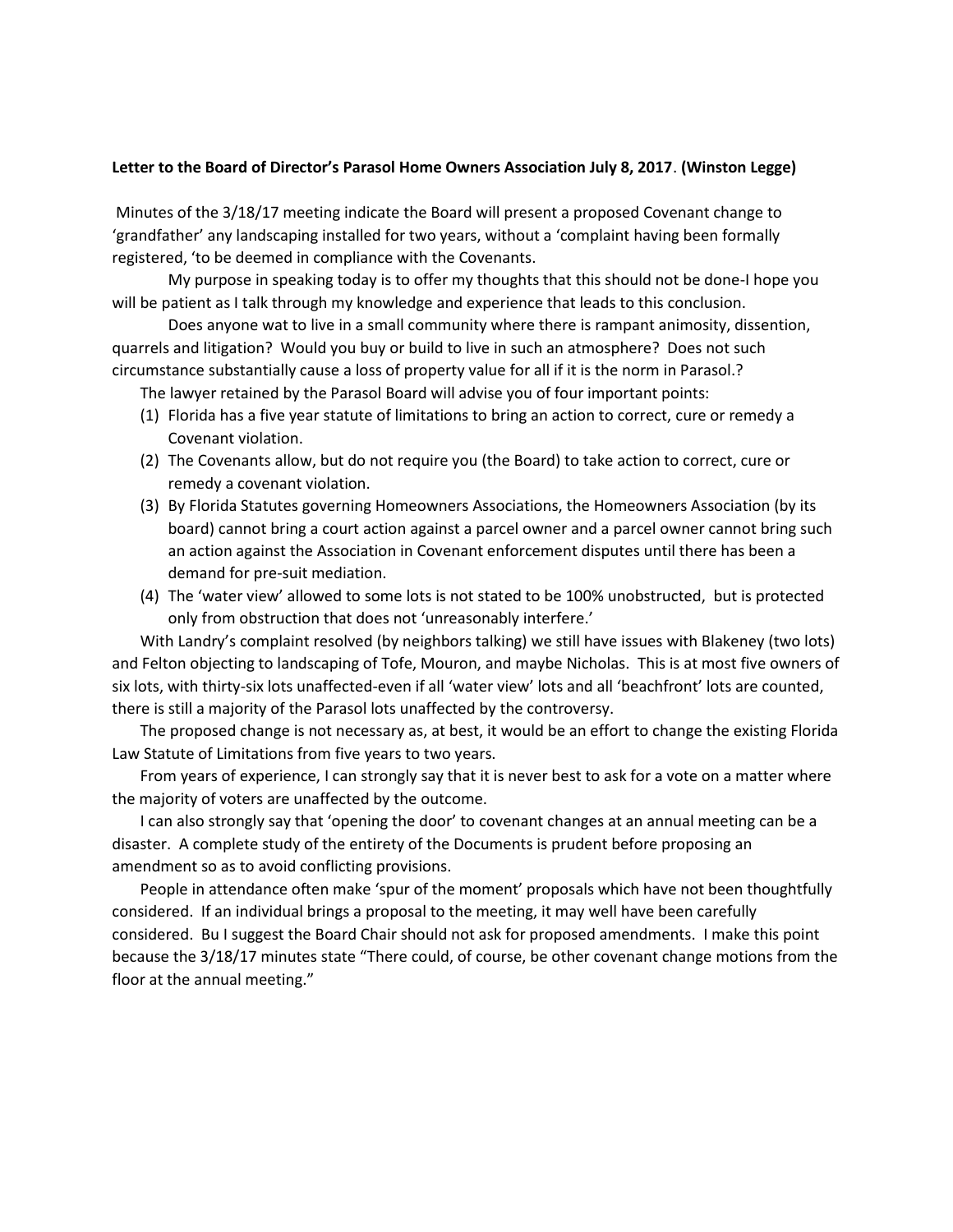**Letter to the Board of Director's Parasol Home Owners Association July 8, 2017. (Winston Legge)**

Minutes of the 3/18/17 meeting indicate the Board will present a proposed Covenant change to 'grandfather' any landscaping installed for two years, without a 'complaint having been formally registered, 'to be deemed in compliance with the Covenants.

My purpose in speaking today is to offer my thoughts that this should not be done-I hope you will be patient as I talk through my knowledge and experience that leads to this conclusion.

Does anyone wat to live in a small community where there is rampant animosity, dissention, quarrels and litigation? Would you buy or build to live in such an atmosphere? Does not such circumstance substantially cause a loss of property value for all if it is the norm in Parasol.?

The lawyer retained by the Parasol Board will advise you of four important points:

(1) Florida has a five year statute of limitations to bring an action to correct, cure or remedy a Covenant violation.
(2) The Covenants allow, but do not require you (the Board) to take action to correct, cure or remedy a covenant violation.
(3) By Florida Statutes governing Homeowners Associations, the Homeowners Association (by its board) cannot bring a court action against a parcel owner and a parcel owner cannot bring such an action against the Association in Covenant enforcement disputes until there has been a demand for pre-suit mediation.
(4) The 'water view' allowed to some lots is not stated to be 100% unobstructed, but is protected only from obstruction that does not 'unreasonably interfere.'

With Landry's complaint resolved (by neighbors talking) we still have issues with Blakeney (two lots) and Felton objecting to landscaping of Tofe, Mouron, and maybe Nicholas. This is at most five owners of six lots, with thirty-six lots unaffected-even if all 'water view' lots and all 'beachfront' lots are counted, there is still a majority of the Parasol lots unaffected by the controversy.

The proposed change is not necessary as, at best, it would be an effort to change the existing Florida Law Statute of Limitations from five years to two years.

From years of experience, I can strongly say that it is never best to ask for a vote on a matter where the majority of voters are unaffected by the outcome.

I can also strongly say that 'opening the door' to covenant changes at an annual meeting can be a disaster. A complete study of the entirety of the Documents is prudent before proposing an amendment so as to avoid conflicting provisions.

People in attendance often make 'spur of the moment' proposals which have not been thoughtfully considered. If an individual brings a proposal to the meeting, it may well have been carefully considered. Bu I suggest the Board Chair should not ask for proposed amendments. I make this point because the 3/18/17 minutes state "There could, of course, be other covenant change motions from the floor at the annual meeting."